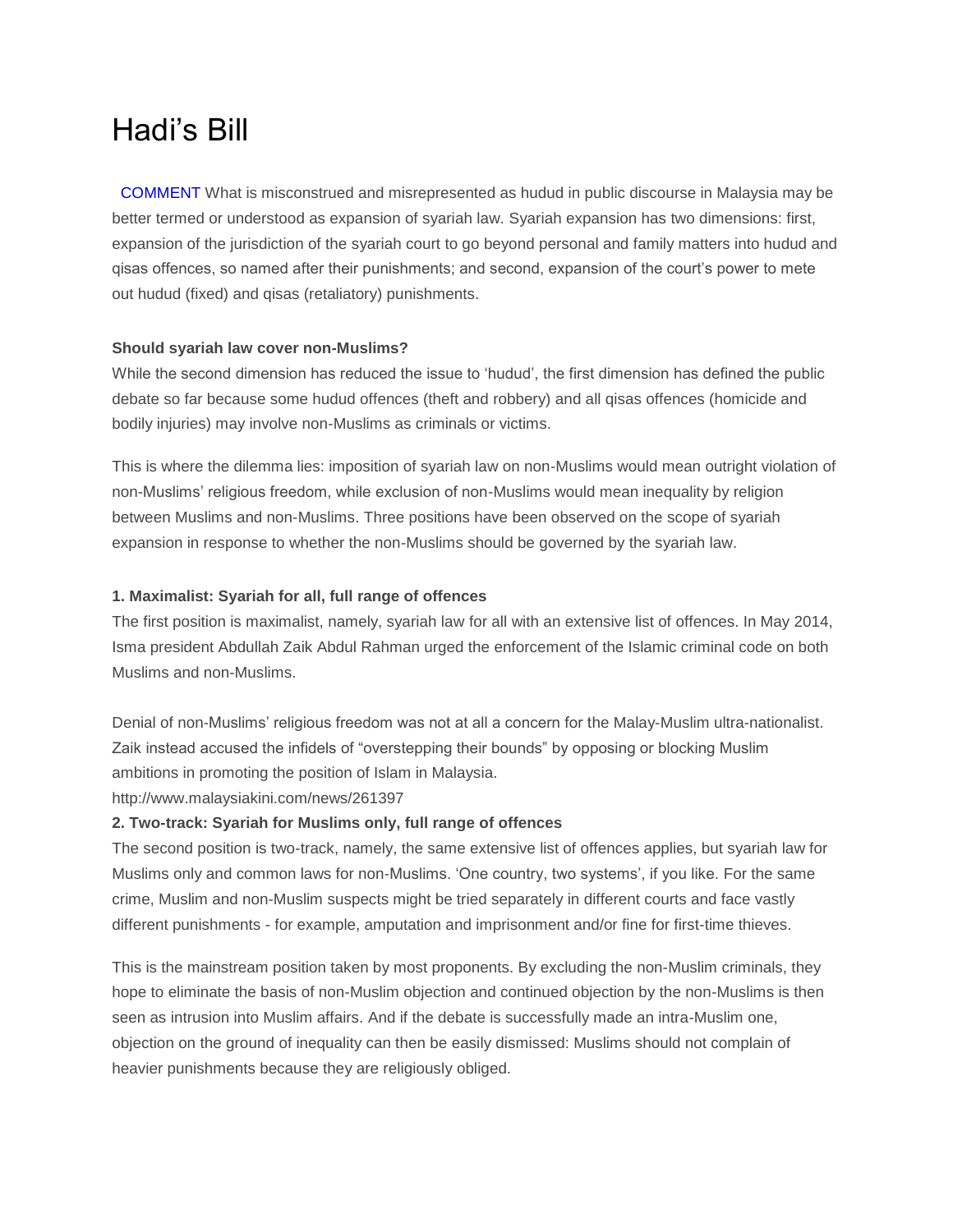# Hadi's Bill

COMMENT What is misconstrued and misrepresented as hudud in public discourse in Malaysia may be better termed or understood as expansion of syariah law. Syariah expansion has two dimensions: first, expansion of the jurisdiction of the syariah court to go beyond personal and family matters into hudud and qisas offences, so named after their punishments; and second, expansion of the court's power to mete out hudud (fixed) and qisas (retaliatory) punishments.

**Should syariah law cover non-Muslims?**

While the second dimension has reduced the issue to 'hudud', the first dimension has defined the public debate so far because some hudud offences (theft and robbery) and all qisas offences (homicide and bodily injuries) may involve non-Muslims as criminals or victims.

This is where the dilemma lies: imposition of syariah law on non-Muslims would mean outright violation of non-Muslims' religious freedom, while exclusion of non-Muslims would mean inequality by religion between Muslims and non-Muslims. Three positions have been observed on the scope of syariah expansion in response to whether the non-Muslims should be governed by the syariah law.

**1. Maximalist: Syariah for all, full range of offences**

The first position is maximalist, namely, syariah law for all with an extensive list of offences. In May 2014, Isma president Abdullah Zaik Abdul Rahman urged the enforcement of the Islamic criminal code on both Muslims and non-Muslims.

Denial of non-Muslims' religious freedom was not at all a concern for the Malay-Muslim ultra-nationalist. Zaik instead accused the infidels of "overstepping their bounds" by opposing or blocking Muslim ambitions in promoting the position of Islam in Malaysia.
http://www.malaysiakini.com/news/261397

**2. Two-track: Syariah for Muslims only, full range of offences**

The second position is two-track, namely, the same extensive list of offences applies, but syariah law for Muslims only and common laws for non-Muslims. 'One country, two systems', if you like. For the same crime, Muslim and non-Muslim suspects might be tried separately in different courts and face vastly different punishments - for example, amputation and imprisonment and/or fine for first-time thieves.

This is the mainstream position taken by most proponents. By excluding the non-Muslim criminals, they hope to eliminate the basis of non-Muslim objection and continued objection by the non-Muslims is then seen as intrusion into Muslim affairs. And if the debate is successfully made an intra-Muslim one, objection on the ground of inequality can then be easily dismissed: Muslims should not complain of heavier punishments because they are religiously obliged.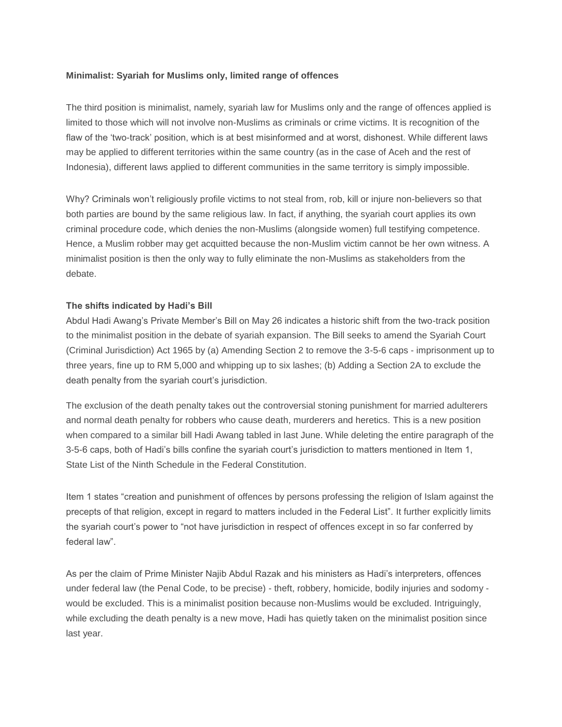**Minimalist: Syariah for Muslims only, limited range of offences**

The third position is minimalist, namely, syariah law for Muslims only and the range of offences applied is limited to those which will not involve non-Muslims as criminals or crime victims. It is recognition of the flaw of the 'two-track' position, which is at best misinformed and at worst, dishonest. While different laws may be applied to different territories within the same country (as in the case of Aceh and the rest of Indonesia), different laws applied to different communities in the same territory is simply impossible.

Why? Criminals won't religiously profile victims to not steal from, rob, kill or injure non-believers so that both parties are bound by the same religious law. In fact, if anything, the syariah court applies its own criminal procedure code, which denies the non-Muslims (alongside women) full testifying competence. Hence, a Muslim robber may get acquitted because the non-Muslim victim cannot be her own witness. A minimalist position is then the only way to fully eliminate the non-Muslims as stakeholders from the debate.

**The shifts indicated by Hadi's Bill**

Abdul Hadi Awang's Private Member's Bill on May 26 indicates a historic shift from the two-track position to the minimalist position in the debate of syariah expansion. The Bill seeks to amend the Syariah Court (Criminal Jurisdiction) Act 1965 by (a) Amending Section 2 to remove the 3-5-6 caps - imprisonment up to three years, fine up to RM 5,000 and whipping up to six lashes; (b) Adding a Section 2A to exclude the death penalty from the syariah court's jurisdiction.

The exclusion of the death penalty takes out the controversial stoning punishment for married adulterers and normal death penalty for robbers who cause death, murderers and heretics. This is a new position when compared to a similar bill Hadi Awang tabled in last June. While deleting the entire paragraph of the 3-5-6 caps, both of Hadi's bills confine the syariah court's jurisdiction to matters mentioned in Item 1, State List of the Ninth Schedule in the Federal Constitution.

Item 1 states "creation and punishment of offences by persons professing the religion of Islam against the precepts of that religion, except in regard to matters included in the Federal List". It further explicitly limits the syariah court's power to "not have jurisdiction in respect of offences except in so far conferred by federal law".

As per the claim of Prime Minister Najib Abdul Razak and his ministers as Hadi's interpreters, offences under federal law (the Penal Code, to be precise) - theft, robbery, homicide, bodily injuries and sodomy - would be excluded. This is a minimalist position because non-Muslims would be excluded. Intriguingly, while excluding the death penalty is a new move, Hadi has quietly taken on the minimalist position since last year.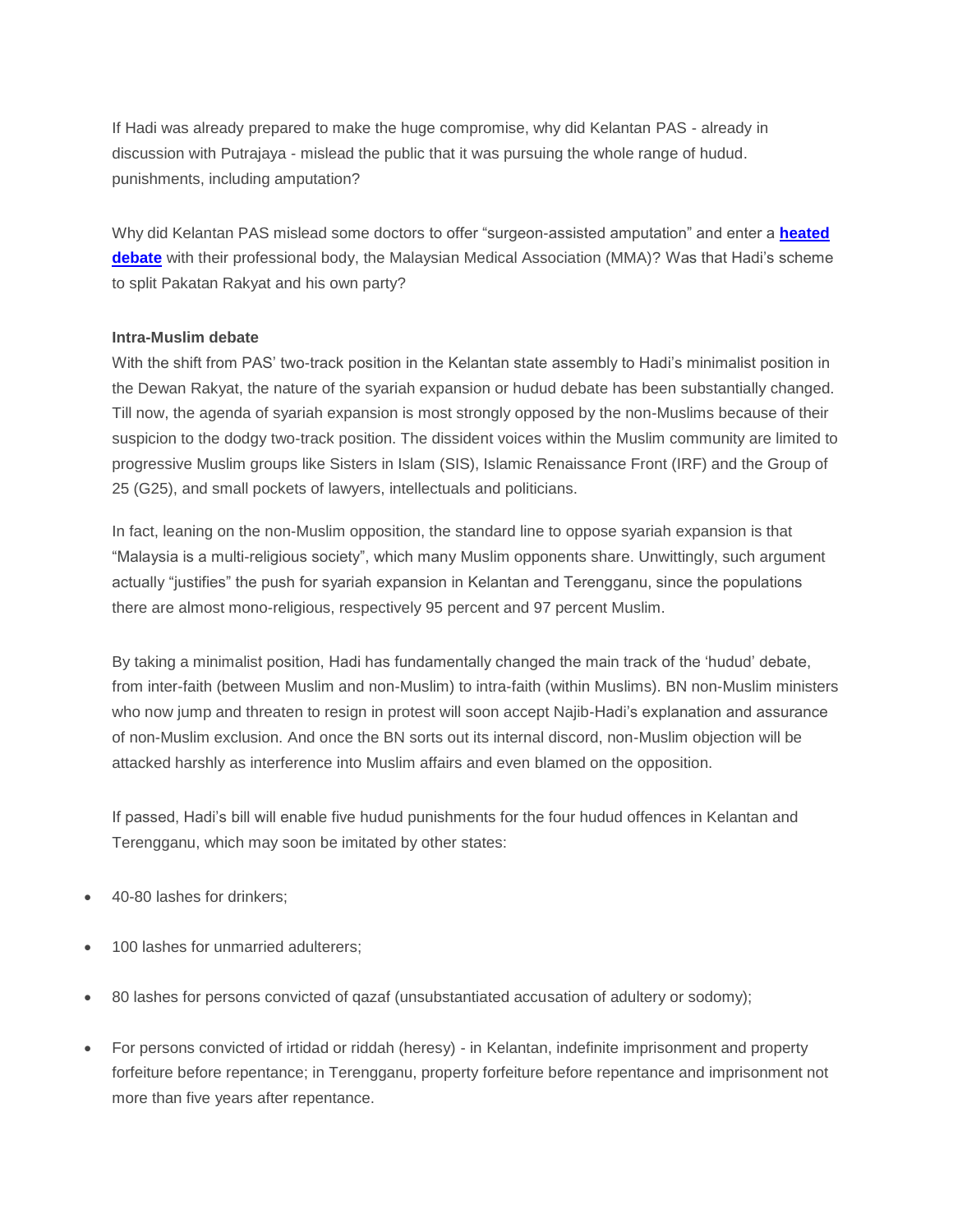If Hadi was already prepared to make the huge compromise, why did Kelantan PAS - already in discussion with Putrajaya - mislead the public that it was pursuing the whole range of hudud. punishments, including amputation?

Why did Kelantan PAS mislead some doctors to offer "surgeon-assisted amputation" and enter a **heated debate** with their professional body, the Malaysian Medical Association (MMA)? Was that Hadi's scheme to split Pakatan Rakyat and his own party?

**Intra-Muslim debate**

With the shift from PAS' two-track position in the Kelantan state assembly to Hadi's minimalist position in the Dewan Rakyat, the nature of the syariah expansion or hudud debate has been substantially changed. Till now, the agenda of syariah expansion is most strongly opposed by the non-Muslims because of their suspicion to the dodgy two-track position. The dissident voices within the Muslim community are limited to progressive Muslim groups like Sisters in Islam (SIS), Islamic Renaissance Front (IRF) and the Group of 25 (G25), and small pockets of lawyers, intellectuals and politicians.

In fact, leaning on the non-Muslim opposition, the standard line to oppose syariah expansion is that "Malaysia is a multi-religious society", which many Muslim opponents share. Unwittingly, such argument actually "justifies" the push for syariah expansion in Kelantan and Terengganu, since the populations there are almost mono-religious, respectively 95 percent and 97 percent Muslim.

By taking a minimalist position, Hadi has fundamentally changed the main track of the 'hudud' debate, from inter-faith (between Muslim and non-Muslim) to intra-faith (within Muslims). BN non-Muslim ministers who now jump and threaten to resign in protest will soon accept Najib-Hadi's explanation and assurance of non-Muslim exclusion. And once the BN sorts out its internal discord, non-Muslim objection will be attacked harshly as interference into Muslim affairs and even blamed on the opposition.

If passed, Hadi's bill will enable five hudud punishments for the four hudud offences in Kelantan and Terengganu, which may soon be imitated by other states:

- 40-80 lashes for drinkers;
- 100 lashes for unmarried adulterers;
- 80 lashes for persons convicted of qazaf (unsubstantiated accusation of adultery or sodomy);
- For persons convicted of irtidad or riddah (heresy) - in Kelantan, indefinite imprisonment and property forfeiture before repentance; in Terengganu, property forfeiture before repentance and imprisonment not more than five years after repentance.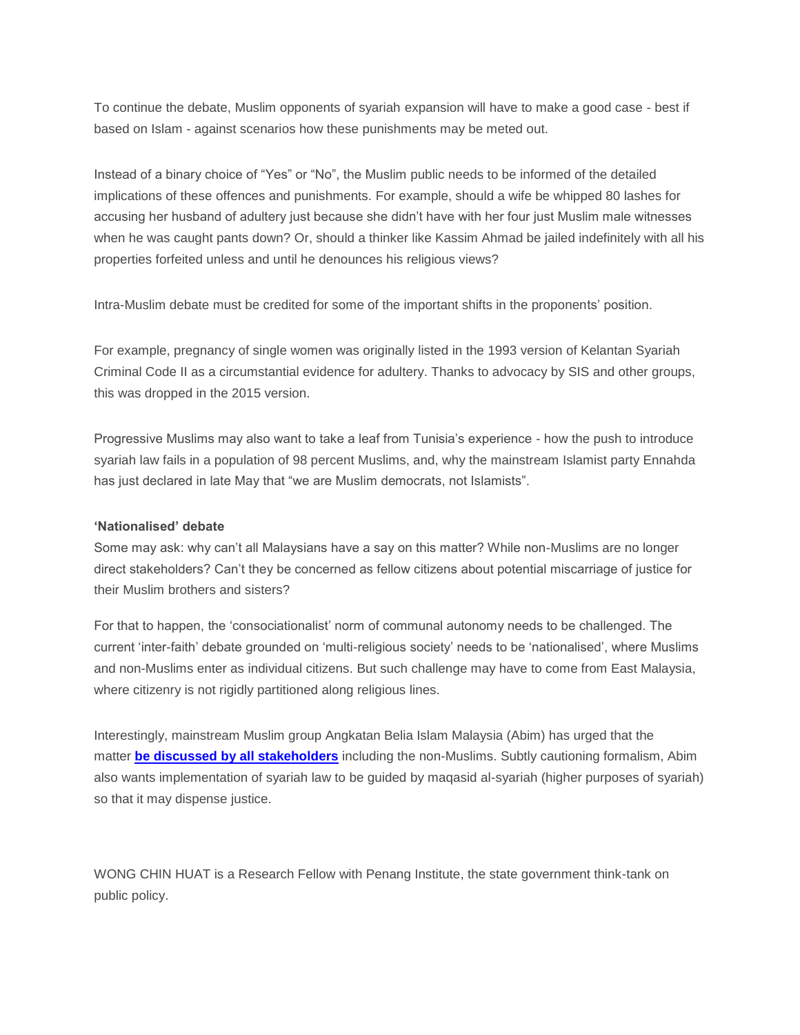To continue the debate, Muslim opponents of syariah expansion will have to make a good case - best if based on Islam - against scenarios how these punishments may be meted out.

Instead of a binary choice of "Yes" or "No", the Muslim public needs to be informed of the detailed implications of these offences and punishments. For example, should a wife be whipped 80 lashes for accusing her husband of adultery just because she didn't have with her four just Muslim male witnesses when he was caught pants down? Or, should a thinker like Kassim Ahmad be jailed indefinitely with all his properties forfeited unless and until he denounces his religious views?

Intra-Muslim debate must be credited for some of the important shifts in the proponents' position.

For example, pregnancy of single women was originally listed in the 1993 version of Kelantan Syariah Criminal Code II as a circumstantial evidence for adultery. Thanks to advocacy by SIS and other groups, this was dropped in the 2015 version.

Progressive Muslims may also want to take a leaf from Tunisia's experience - how the push to introduce syariah law fails in a population of 98 percent Muslims, and, why the mainstream Islamist party Ennahda has just declared in late May that "we are Muslim democrats, not Islamists".

**'Nationalised' debate**

Some may ask: why can't all Malaysians have a say on this matter? While non-Muslims are no longer direct stakeholders? Can't they be concerned as fellow citizens about potential miscarriage of justice for their Muslim brothers and sisters?

For that to happen, the 'consociationalist' norm of communal autonomy needs to be challenged. The current 'inter-faith' debate grounded on 'multi-religious society' needs to be 'nationalised', where Muslims and non-Muslims enter as individual citizens. But such challenge may have to come from East Malaysia, where citizenry is not rigidly partitioned along religious lines.

Interestingly, mainstream Muslim group Angkatan Belia Islam Malaysia (Abim) has urged that the matter **be discussed by all stakeholders** including the non-Muslims. Subtly cautioning formalism, Abim also wants implementation of syariah law to be guided by maqasid al-syariah (higher purposes of syariah) so that it may dispense justice.

WONG CHIN HUAT is a Research Fellow with Penang Institute, the state government think-tank on public policy.